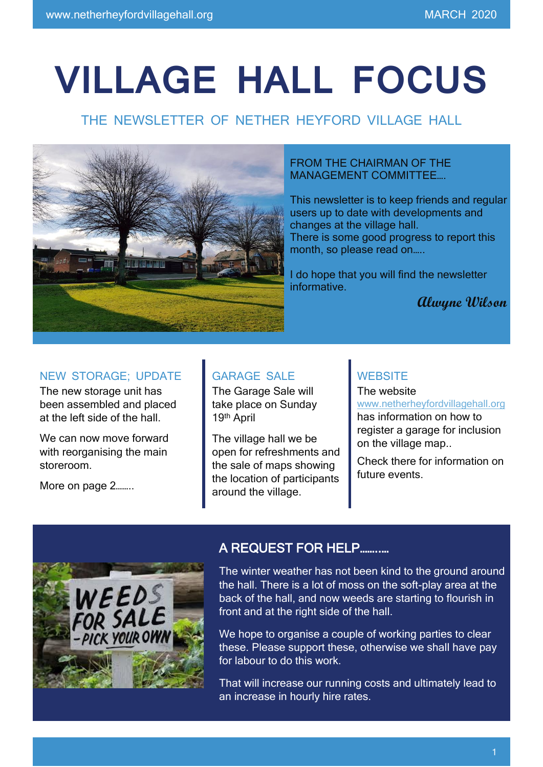# VILLAGE HALL FOCUS

## THE NEWSLETTER OF NETHER HEYFORD VILLAGE HALL

### FROM THE CHAIRMAN OF THE MANAGEMENT COMMITTEE….

This newsletter is to keep friends and regular users up to date with developments and changes at the village hall.
There is some good progress to report this month, so please read on…..

I do hope that you will find the newsletter informative.

*Alwyne Wilson*

### NEW STORAGE; UPDATE

The new storage unit has been assembled and placed at the left side of the hall.

We can now move forward with reorganising the main storeroom.

More on page 2……..

### GARAGE SALE

The Garage Sale will take place on Sunday 19th April

The village hall we be open for refreshments and the sale of maps showing the location of participants around the village.

### WEBSITE

The website www.netherheyfordvillagehall.org has information on how to register a garage for inclusion on the village map..

Check there for information on future events.

### A REQUEST FOR HELP……….

The winter weather has not been kind to the ground around the hall. There is a lot of moss on the soft-play area at the back of the hall, and now weeds are starting to flourish in front and at the right side of the hall.

We hope to organise a couple of working parties to clear these. Please support these, otherwise we shall have pay for labour to do this work.

That will increase our running costs and ultimately lead to an increase in hourly hire rates.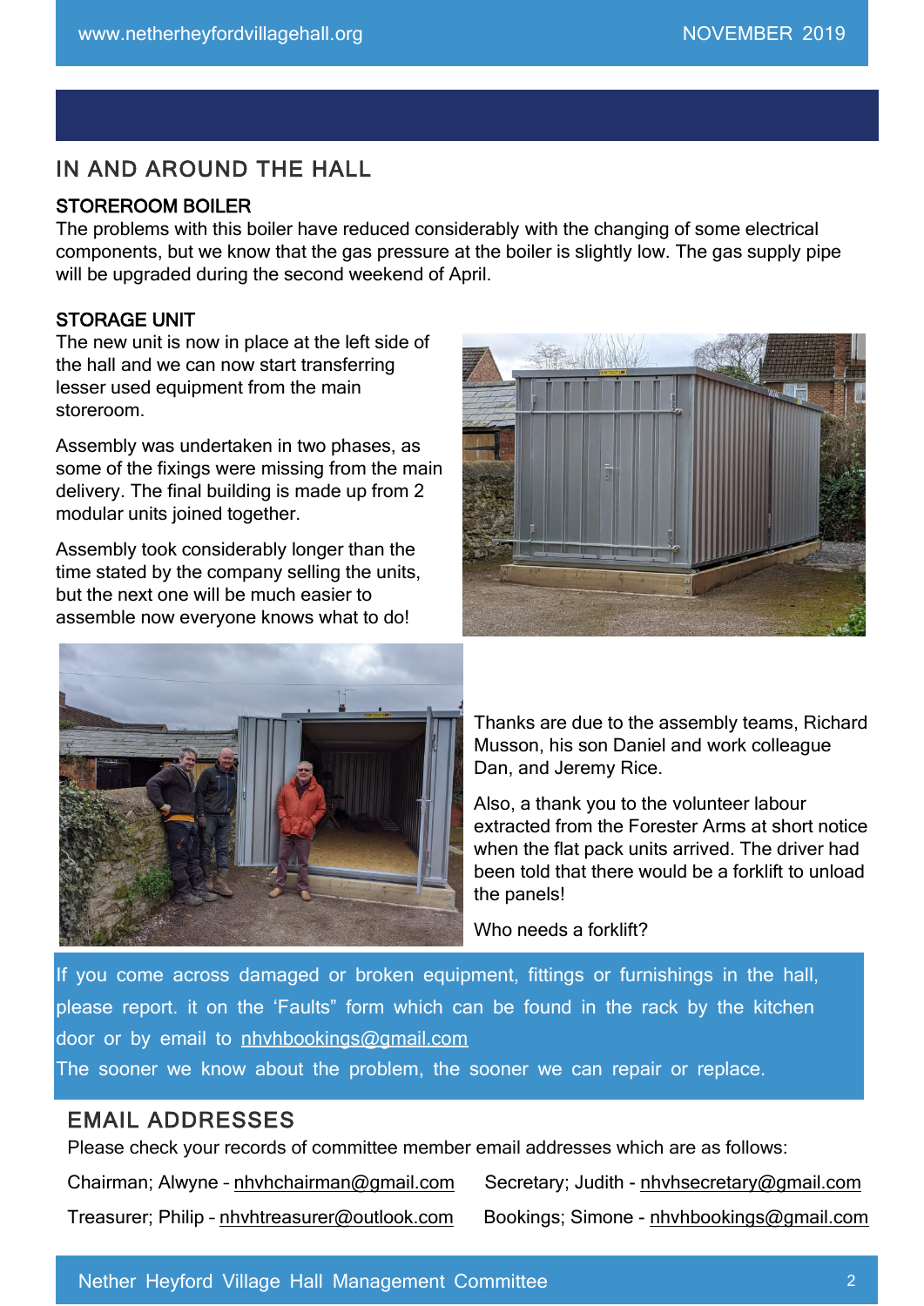## IN AND AROUND THE HALL

### STOREROOM BOILER

The problems with this boiler have reduced considerably with the changing of some electrical components, but we know that the gas pressure at the boiler is slightly low. The gas supply pipe will be upgraded during the second weekend of April.

### STORAGE UNIT

The new unit is now in place at the left side of the hall and we can now start transferring lesser used equipment from the main storeroom.

Assembly was undertaken in two phases, as some of the fixings were missing from the main delivery. The final building is made up from 2 modular units joined together.

Assembly took considerably longer than the time stated by the company selling the units, but the next one will be much easier to assemble now everyone knows what to do!

Thanks are due to the assembly teams, Richard Musson, his son Daniel and work colleague Dan, and Jeremy Rice.

Also, a thank you to the volunteer labour extracted from the Forester Arms at short notice when the flat pack units arrived. The driver had been told that there would be a forklift to unload the panels!

Who needs a forklift?

If you come across damaged or broken equipment, fittings or furnishings in the hall, please report. it on the 'Faults" form which can be found in the rack by the kitchen door or by email to nhvhbookings@gmail.com
The sooner we know about the problem, the sooner we can repair or replace.

## EMAIL ADDRESSES

Please check your records of committee member email addresses which are as follows:

Chairman; Alwyne – nhvhchairman@gmail.com

Secretary; Judith - nhvhsecretary@gmail.com

Treasurer; Philip – nhvhtreasurer@outlook.com

Bookings; Simone - nhvhbookings@gmail.com